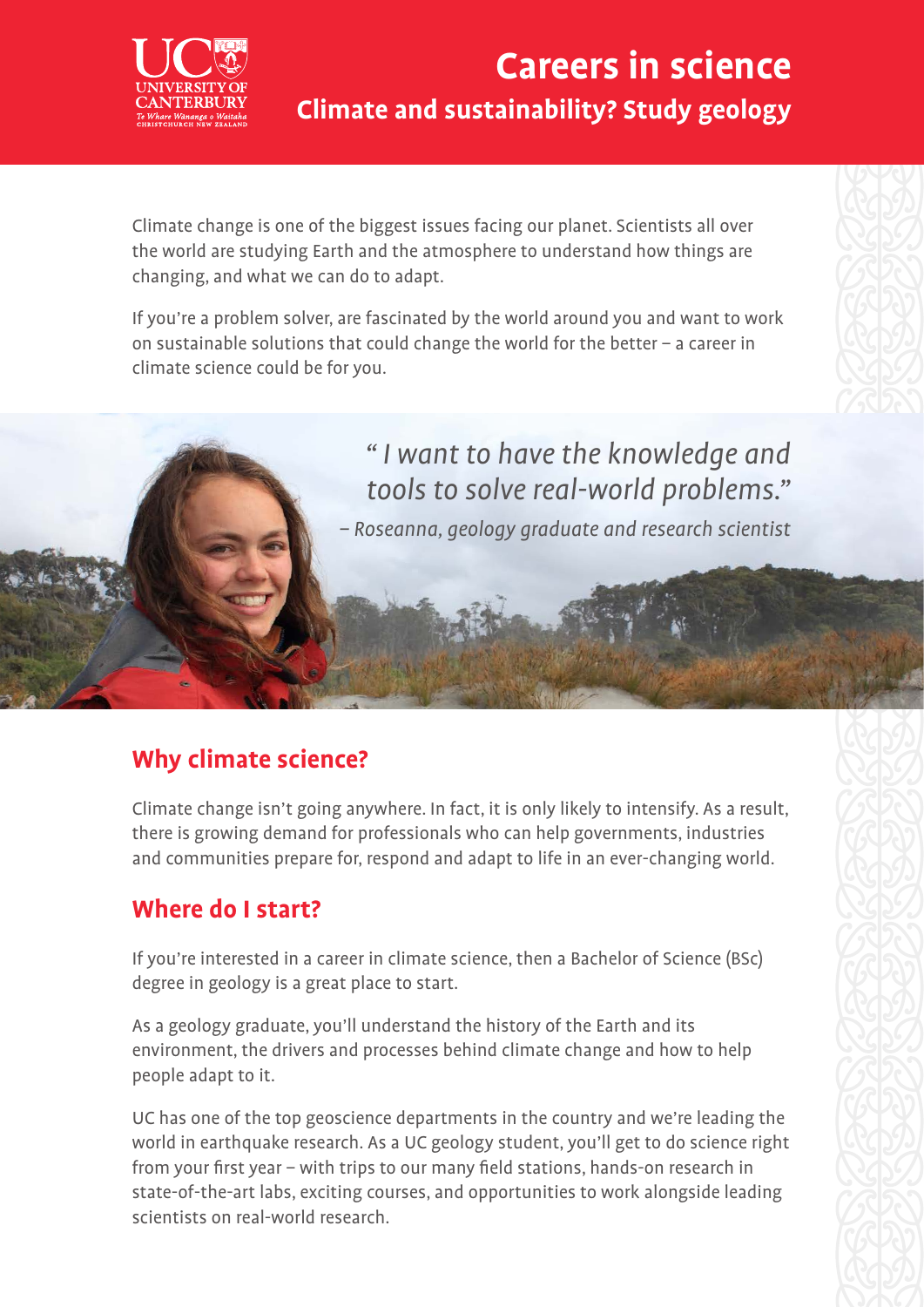# Careers in science

## Climate and sustainability? Study geology

Climate change is one of the biggest issues facing our planet. Scientists all over the world are studying Earth and the atmosphere to understand how things are changing, and what we can do to adapt.

If you're a problem solver, are fascinated by the world around you and want to work on sustainable solutions that could change the world for the better – a career in climate science could be for you.

*" I want to have the knowledge and tools to solve real-world problems."*

*– Roseanna, geology graduate and research scientist*

## Why climate science?

Climate change isn't going anywhere. In fact, it is only likely to intensify. As a result, there is growing demand for professionals who can help governments, industries and communities prepare for, respond and adapt to life in an ever-changing world.

## Where do I start?

If you're interested in a career in climate science, then a Bachelor of Science (BSc) degree in geology is a great place to start.

As a geology graduate, you'll understand the history of the Earth and its environment, the drivers and processes behind climate change and how to help people adapt to it.

UC has one of the top geoscience departments in the country and we're leading the world in earthquake research. As a UC geology student, you'll get to do science right from your first year – with trips to our many field stations, hands-on research in state-of-the-art labs, exciting courses, and opportunities to work alongside leading scientists on real-world research.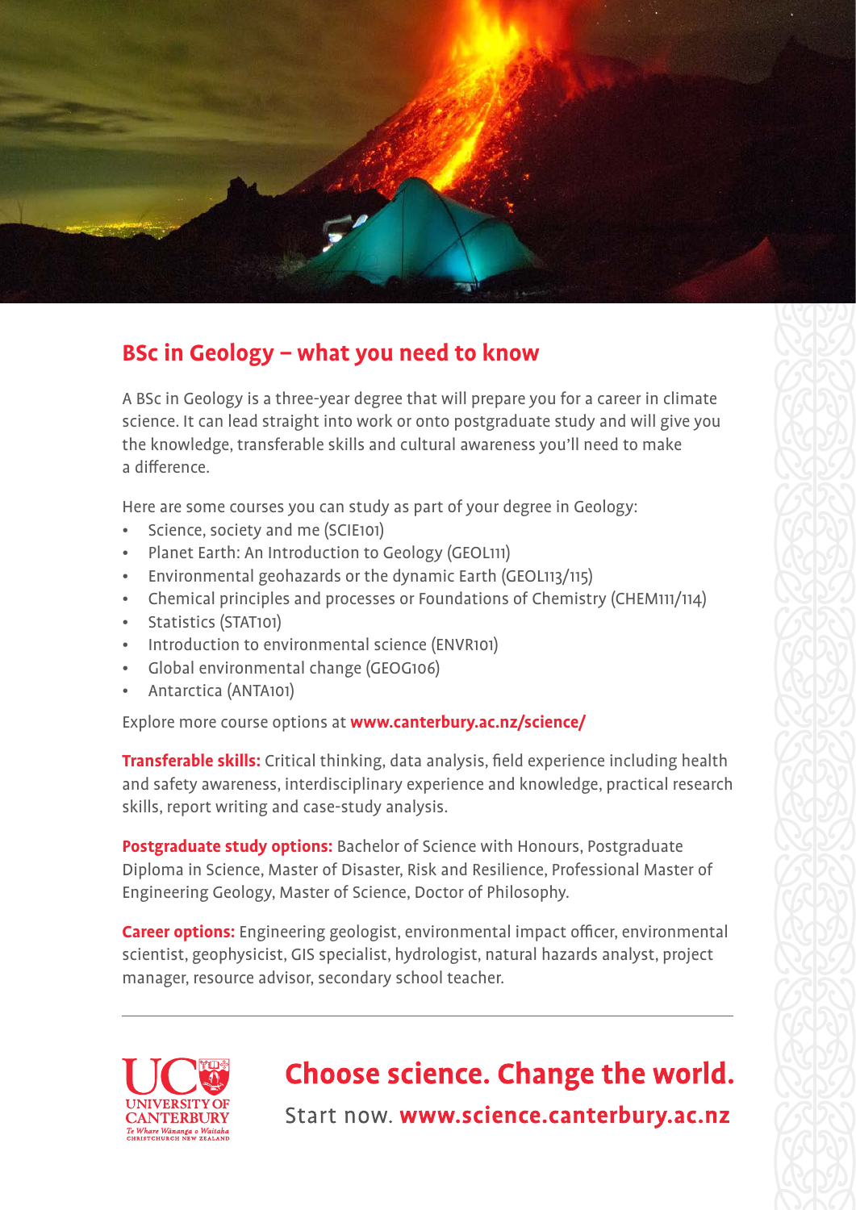## BSc in Geology – what you need to know

A BSc in Geology is a three-year degree that will prepare you for a career in climate science. It can lead straight into work or onto postgraduate study and will give you the knowledge, transferable skills and cultural awareness you'll need to make a difference.

Here are some courses you can study as part of your degree in Geology:

- Science, society and me (SCIE101)
- Planet Earth: An Introduction to Geology (GEOL111)
- Environmental geohazards or the dynamic Earth (GEOL113/115)
- Chemical principles and processes or Foundations of Chemistry (CHEM111/114)
- Statistics (STAT101)
- Introduction to environmental science (ENVR101)
- Global environmental change (GEOG106)
- Antarctica (ANTA101)

Explore more course options at **www.canterbury.ac.nz/science/**

**Transferable skills:** Critical thinking, data analysis, field experience including health and safety awareness, interdisciplinary experience and knowledge, practical research skills, report writing and case-study analysis.

**Postgraduate study options:** Bachelor of Science with Honours, Postgraduate Diploma in Science, Master of Disaster, Risk and Resilience, Professional Master of Engineering Geology, Master of Science, Doctor of Philosophy.

**Career options:** Engineering geologist, environmental impact officer, environmental scientist, geophysicist, GIS specialist, hydrologist, natural hazards analyst, project manager, resource advisor, secondary school teacher.

---

UC University of Canterbury
*Te Whare Wānanga o Waitaha*
Christchurch New Zealand

**Choose science. Change the world.**

Start now. **www.science.canterbury.ac.nz**